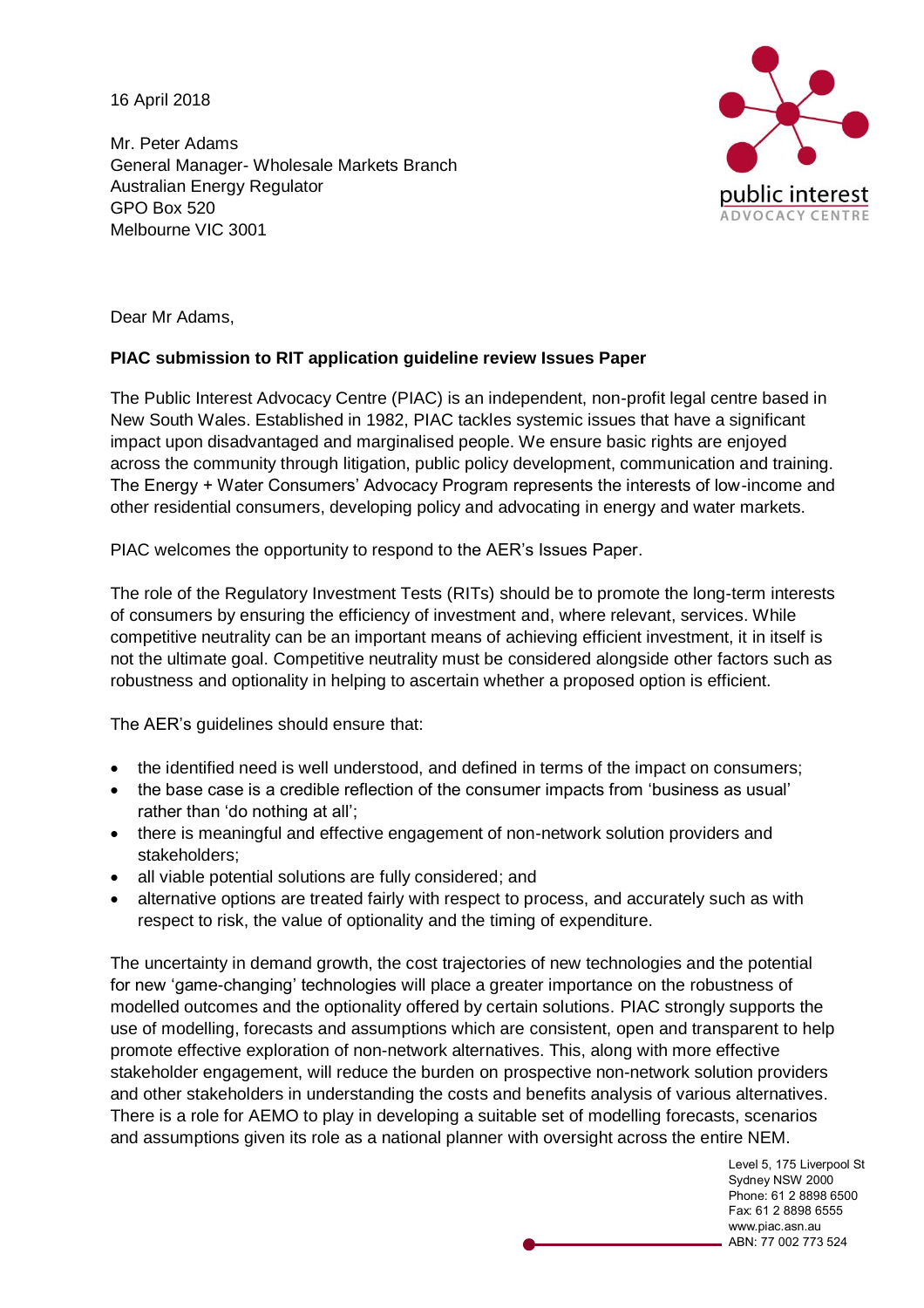16 April 2018

Mr. Peter Adams
General Manager- Wholesale Markets Branch
Australian Energy Regulator
GPO Box 520
Melbourne VIC 3001

Dear Mr Adams,

**PIAC submission to RIT application guideline review Issues Paper**

The Public Interest Advocacy Centre (PIAC) is an independent, non-profit legal centre based in New South Wales. Established in 1982, PIAC tackles systemic issues that have a significant impact upon disadvantaged and marginalised people. We ensure basic rights are enjoyed across the community through litigation, public policy development, communication and training. The Energy + Water Consumers' Advocacy Program represents the interests of low-income and other residential consumers, developing policy and advocating in energy and water markets.

PIAC welcomes the opportunity to respond to the AER's Issues Paper.

The role of the Regulatory Investment Tests (RITs) should be to promote the long-term interests of consumers by ensuring the efficiency of investment and, where relevant, services. While competitive neutrality can be an important means of achieving efficient investment, it in itself is not the ultimate goal. Competitive neutrality must be considered alongside other factors such as robustness and optionality in helping to ascertain whether a proposed option is efficient.

The AER's guidelines should ensure that:

- the identified need is well understood, and defined in terms of the impact on consumers;
- the base case is a credible reflection of the consumer impacts from 'business as usual' rather than 'do nothing at all';
- there is meaningful and effective engagement of non-network solution providers and stakeholders;
- all viable potential solutions are fully considered; and
- alternative options are treated fairly with respect to process, and accurately such as with respect to risk, the value of optionality and the timing of expenditure.

The uncertainty in demand growth, the cost trajectories of new technologies and the potential for new 'game-changing' technologies will place a greater importance on the robustness of modelled outcomes and the optionality offered by certain solutions. PIAC strongly supports the use of modelling, forecasts and assumptions which are consistent, open and transparent to help promote effective exploration of non-network alternatives. This, along with more effective stakeholder engagement, will reduce the burden on prospective non-network solution providers and other stakeholders in understanding the costs and benefits analysis of various alternatives. There is a role for AEMO to play in developing a suitable set of modelling forecasts, scenarios and assumptions given its role as a national planner with oversight across the entire NEM.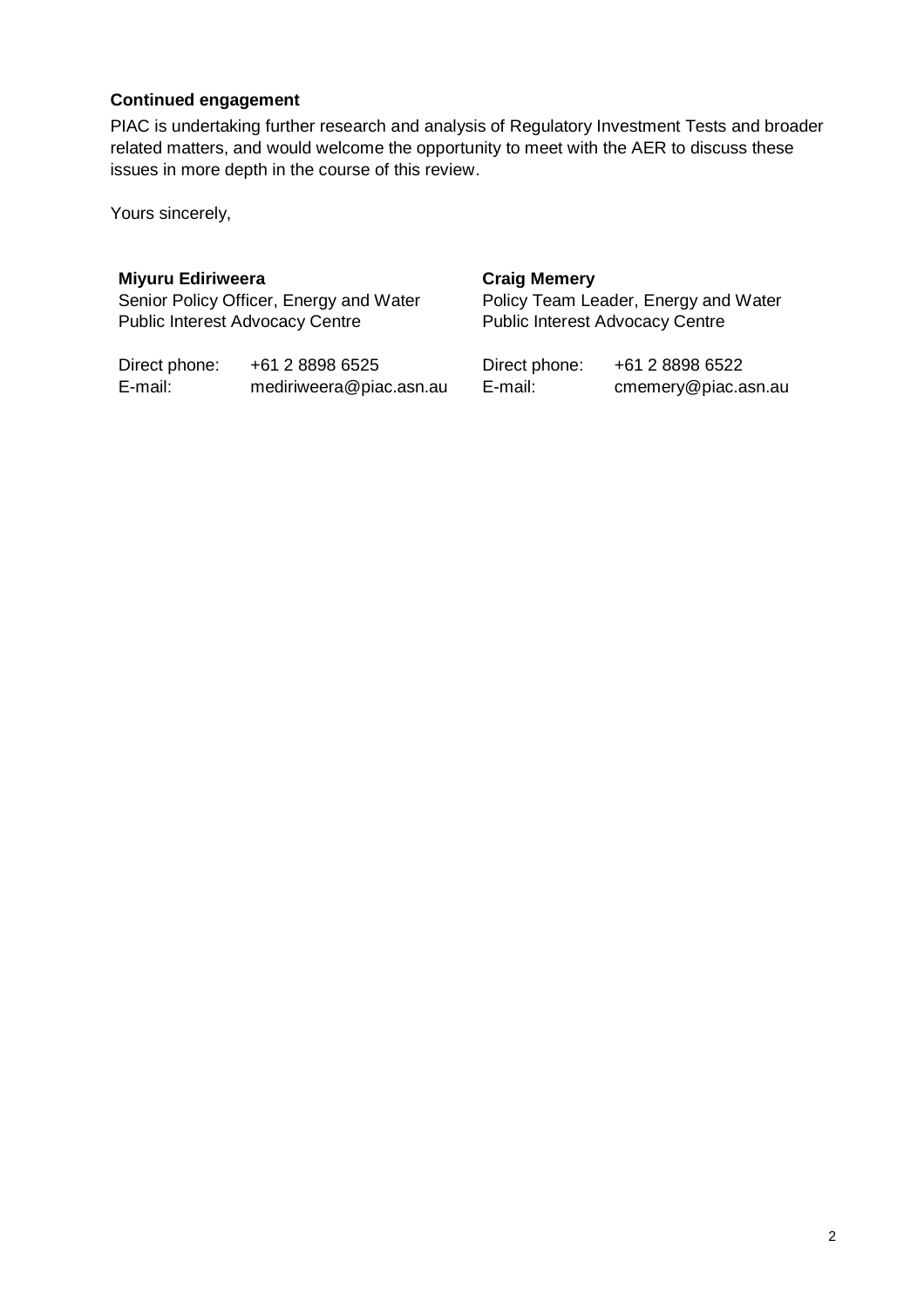**Continued engagement**

PIAC is undertaking further research and analysis of Regulatory Investment Tests and broader related matters, and would welcome the opportunity to meet with the AER to discuss these issues in more depth in the course of this review.

Yours sincerely,

**Miyuru Ediriweera**
Senior Policy Officer, Energy and Water
Public Interest Advocacy Centre

Direct phone: +61 2 8898 6525
E-mail: mediriweera@piac.asn.au

**Craig Memery**
Policy Team Leader, Energy and Water
Public Interest Advocacy Centre

Direct phone: +61 2 8898 6522
E-mail: cmemery@piac.asn.au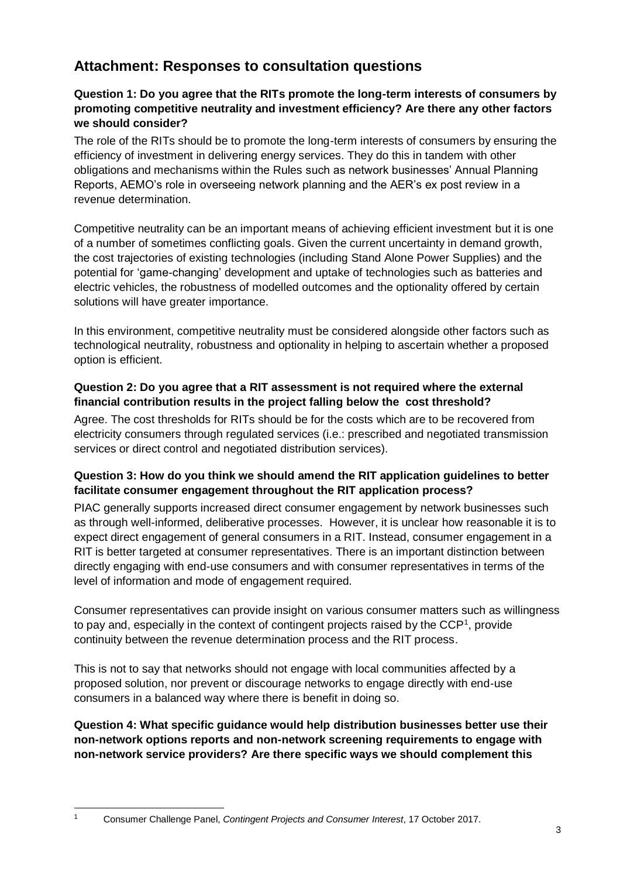## Attachment: Responses to consultation questions

**Question 1: Do you agree that the RITs promote the long-term interests of consumers by promoting competitive neutrality and investment efficiency? Are there any other factors we should consider?**

The role of the RITs should be to promote the long-term interests of consumers by ensuring the efficiency of investment in delivering energy services. They do this in tandem with other obligations and mechanisms within the Rules such as network businesses' Annual Planning Reports, AEMO's role in overseeing network planning and the AER's ex post review in a revenue determination.

Competitive neutrality can be an important means of achieving efficient investment but it is one of a number of sometimes conflicting goals. Given the current uncertainty in demand growth, the cost trajectories of existing technologies (including Stand Alone Power Supplies) and the potential for 'game-changing' development and uptake of technologies such as batteries and electric vehicles, the robustness of modelled outcomes and the optionality offered by certain solutions will have greater importance.

In this environment, competitive neutrality must be considered alongside other factors such as technological neutrality, robustness and optionality in helping to ascertain whether a proposed option is efficient.

**Question 2: Do you agree that a RIT assessment is not required where the external financial contribution results in the project falling below the cost threshold?**

Agree. The cost thresholds for RITs should be for the costs which are to be recovered from electricity consumers through regulated services (i.e.: prescribed and negotiated transmission services or direct control and negotiated distribution services).

**Question 3: How do you think we should amend the RIT application guidelines to better facilitate consumer engagement throughout the RIT application process?**

PIAC generally supports increased direct consumer engagement by network businesses such as through well-informed, deliberative processes. However, it is unclear how reasonable it is to expect direct engagement of general consumers in a RIT. Instead, consumer engagement in a RIT is better targeted at consumer representatives. There is an important distinction between directly engaging with end-use consumers and with consumer representatives in terms of the level of information and mode of engagement required.

Consumer representatives can provide insight on various consumer matters such as willingness to pay and, especially in the context of contingent projects raised by the CCP[1], provide continuity between the revenue determination process and the RIT process.

This is not to say that networks should not engage with local communities affected by a proposed solution, nor prevent or discourage networks to engage directly with end-use consumers in a balanced way where there is benefit in doing so.

**Question 4: What specific guidance would help distribution businesses better use their non-network options reports and non-network screening requirements to engage with non-network service providers? Are there specific ways we should complement this**

---

[1] Consumer Challenge Panel, *Contingent Projects and Consumer Interest*, 17 October 2017.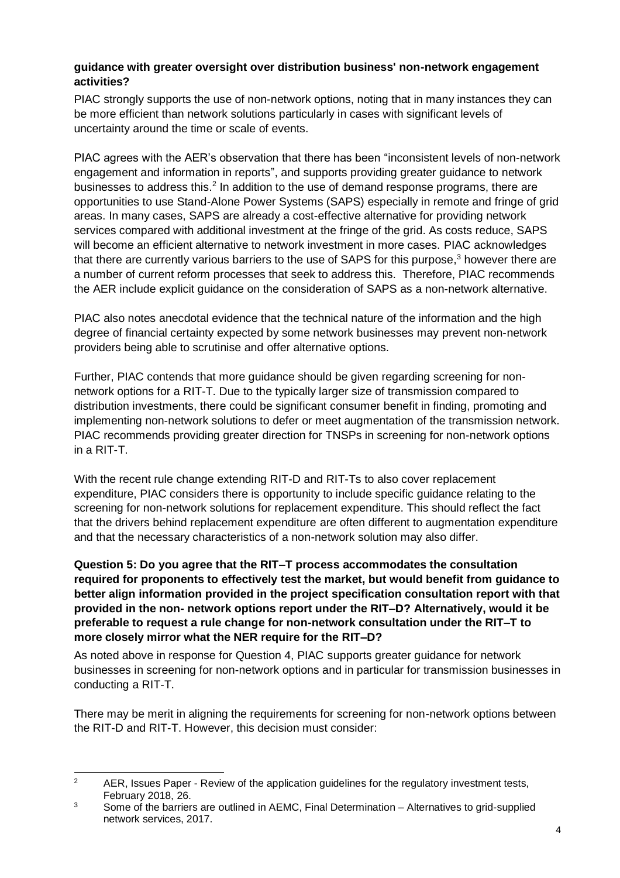**guidance with greater oversight over distribution business' non-network engagement activities?**

PIAC strongly supports the use of non-network options, noting that in many instances they can be more efficient than network solutions particularly in cases with significant levels of uncertainty around the time or scale of events.

PIAC agrees with the AER's observation that there has been "inconsistent levels of non-network engagement and information in reports", and supports providing greater guidance to network businesses to address this.[2] In addition to the use of demand response programs, there are opportunities to use Stand-Alone Power Systems (SAPS) especially in remote and fringe of grid areas. In many cases, SAPS are already a cost-effective alternative for providing network services compared with additional investment at the fringe of the grid. As costs reduce, SAPS will become an efficient alternative to network investment in more cases. PIAC acknowledges that there are currently various barriers to the use of SAPS for this purpose,[3] however there are a number of current reform processes that seek to address this. Therefore, PIAC recommends the AER include explicit guidance on the consideration of SAPS as a non-network alternative.

PIAC also notes anecdotal evidence that the technical nature of the information and the high degree of financial certainty expected by some network businesses may prevent non-network providers being able to scrutinise and offer alternative options.

Further, PIAC contends that more guidance should be given regarding screening for non-network options for a RIT-T. Due to the typically larger size of transmission compared to distribution investments, there could be significant consumer benefit in finding, promoting and implementing non-network solutions to defer or meet augmentation of the transmission network. PIAC recommends providing greater direction for TNSPs in screening for non-network options in a RIT-T.

With the recent rule change extending RIT-D and RIT-Ts to also cover replacement expenditure, PIAC considers there is opportunity to include specific guidance relating to the screening for non-network solutions for replacement expenditure. This should reflect the fact that the drivers behind replacement expenditure are often different to augmentation expenditure and that the necessary characteristics of a non-network solution may also differ.

**Question 5: Do you agree that the RIT–T process accommodates the consultation required for proponents to effectively test the market, but would benefit from guidance to better align information provided in the project specification consultation report with that provided in the non- network options report under the RIT–D? Alternatively, would it be preferable to request a rule change for non-network consultation under the RIT–T to more closely mirror what the NER require for the RIT–D?**

As noted above in response for Question 4, PIAC supports greater guidance for network businesses in screening for non-network options and in particular for transmission businesses in conducting a RIT-T.

There may be merit in aligning the requirements for screening for non-network options between the RIT-D and RIT-T. However, this decision must consider:

---

[2] AER, Issues Paper - Review of the application guidelines for the regulatory investment tests, February 2018, 26.

[3] Some of the barriers are outlined in AEMC, Final Determination – Alternatives to grid-supplied network services, 2017.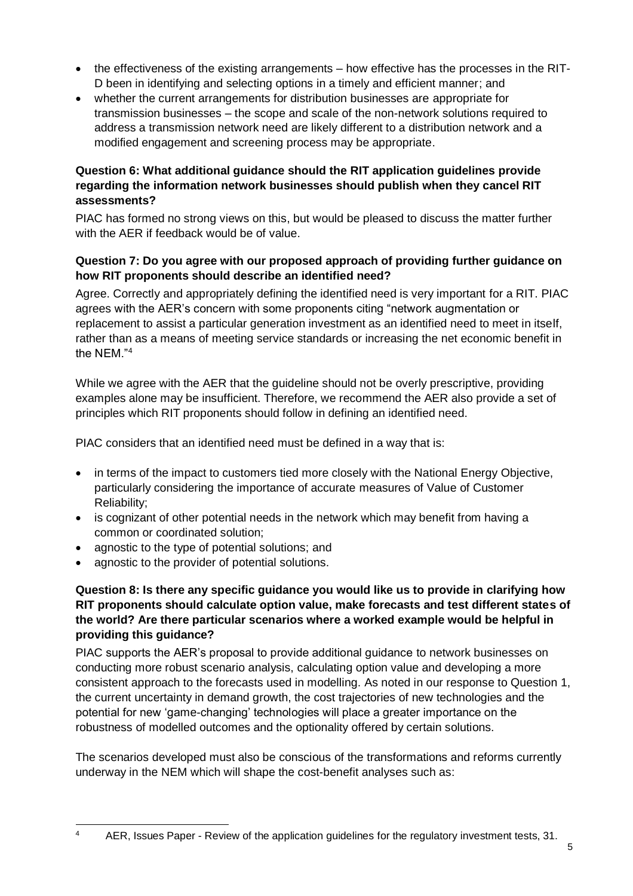- the effectiveness of the existing arrangements – how effective has the processes in the RIT-D been in identifying and selecting options in a timely and efficient manner; and
- whether the current arrangements for distribution businesses are appropriate for transmission businesses – the scope and scale of the non-network solutions required to address a transmission network need are likely different to a distribution network and a modified engagement and screening process may be appropriate.

**Question 6: What additional guidance should the RIT application guidelines provide regarding the information network businesses should publish when they cancel RIT assessments?**

PIAC has formed no strong views on this, but would be pleased to discuss the matter further with the AER if feedback would be of value.

**Question 7: Do you agree with our proposed approach of providing further guidance on how RIT proponents should describe an identified need?**

Agree. Correctly and appropriately defining the identified need is very important for a RIT. PIAC agrees with the AER's concern with some proponents citing "network augmentation or replacement to assist a particular generation investment as an identified need to meet in itself, rather than as a means of meeting service standards or increasing the net economic benefit in the NEM."[4]

While we agree with the AER that the guideline should not be overly prescriptive, providing examples alone may be insufficient. Therefore, we recommend the AER also provide a set of principles which RIT proponents should follow in defining an identified need.

PIAC considers that an identified need must be defined in a way that is:

- in terms of the impact to customers tied more closely with the National Energy Objective, particularly considering the importance of accurate measures of Value of Customer Reliability;
- is cognizant of other potential needs in the network which may benefit from having a common or coordinated solution;
- agnostic to the type of potential solutions; and
- agnostic to the provider of potential solutions.

**Question 8: Is there any specific guidance you would like us to provide in clarifying how RIT proponents should calculate option value, make forecasts and test different states of the world? Are there particular scenarios where a worked example would be helpful in providing this guidance?**

PIAC supports the AER's proposal to provide additional guidance to network businesses on conducting more robust scenario analysis, calculating option value and developing a more consistent approach to the forecasts used in modelling. As noted in our response to Question 1, the current uncertainty in demand growth, the cost trajectories of new technologies and the potential for new 'game-changing' technologies will place a greater importance on the robustness of modelled outcomes and the optionality offered by certain solutions.

The scenarios developed must also be conscious of the transformations and reforms currently underway in the NEM which will shape the cost-benefit analyses such as:

[4] AER, Issues Paper - Review of the application guidelines for the regulatory investment tests, 31.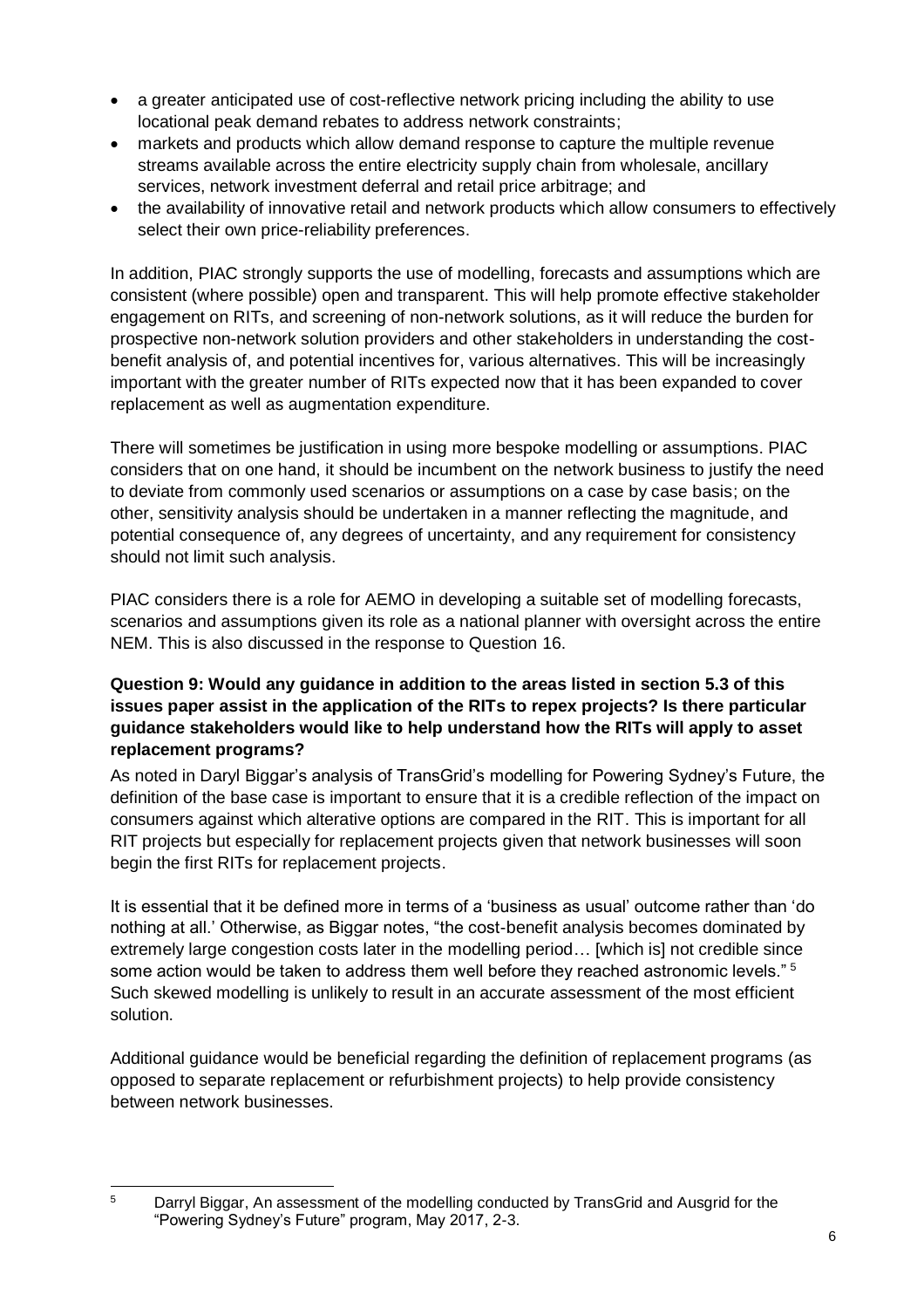- a greater anticipated use of cost-reflective network pricing including the ability to use locational peak demand rebates to address network constraints;
- markets and products which allow demand response to capture the multiple revenue streams available across the entire electricity supply chain from wholesale, ancillary services, network investment deferral and retail price arbitrage; and
- the availability of innovative retail and network products which allow consumers to effectively select their own price-reliability preferences.

In addition, PIAC strongly supports the use of modelling, forecasts and assumptions which are consistent (where possible) open and transparent. This will help promote effective stakeholder engagement on RITs, and screening of non-network solutions, as it will reduce the burden for prospective non-network solution providers and other stakeholders in understanding the cost-benefit analysis of, and potential incentives for, various alternatives. This will be increasingly important with the greater number of RITs expected now that it has been expanded to cover replacement as well as augmentation expenditure.

There will sometimes be justification in using more bespoke modelling or assumptions. PIAC considers that on one hand, it should be incumbent on the network business to justify the need to deviate from commonly used scenarios or assumptions on a case by case basis; on the other, sensitivity analysis should be undertaken in a manner reflecting the magnitude, and potential consequence of, any degrees of uncertainty, and any requirement for consistency should not limit such analysis.

PIAC considers there is a role for AEMO in developing a suitable set of modelling forecasts, scenarios and assumptions given its role as a national planner with oversight across the entire NEM. This is also discussed in the response to Question 16.

**Question 9: Would any guidance in addition to the areas listed in section 5.3 of this issues paper assist in the application of the RITs to repex projects? Is there particular guidance stakeholders would like to help understand how the RITs will apply to asset replacement programs?**

As noted in Daryl Biggar's analysis of TransGrid's modelling for Powering Sydney's Future, the definition of the base case is important to ensure that it is a credible reflection of the impact on consumers against which alterative options are compared in the RIT. This is important for all RIT projects but especially for replacement projects given that network businesses will soon begin the first RITs for replacement projects.

It is essential that it be defined more in terms of a 'business as usual' outcome rather than 'do nothing at all.' Otherwise, as Biggar notes, "the cost-benefit analysis becomes dominated by extremely large congestion costs later in the modelling period… [which is] not credible since some action would be taken to address them well before they reached astronomic levels." [5] Such skewed modelling is unlikely to result in an accurate assessment of the most efficient solution.

Additional guidance would be beneficial regarding the definition of replacement programs (as opposed to separate replacement or refurbishment projects) to help provide consistency between network businesses.

[5] Darryl Biggar, An assessment of the modelling conducted by TransGrid and Ausgrid for the "Powering Sydney's Future" program, May 2017, 2-3.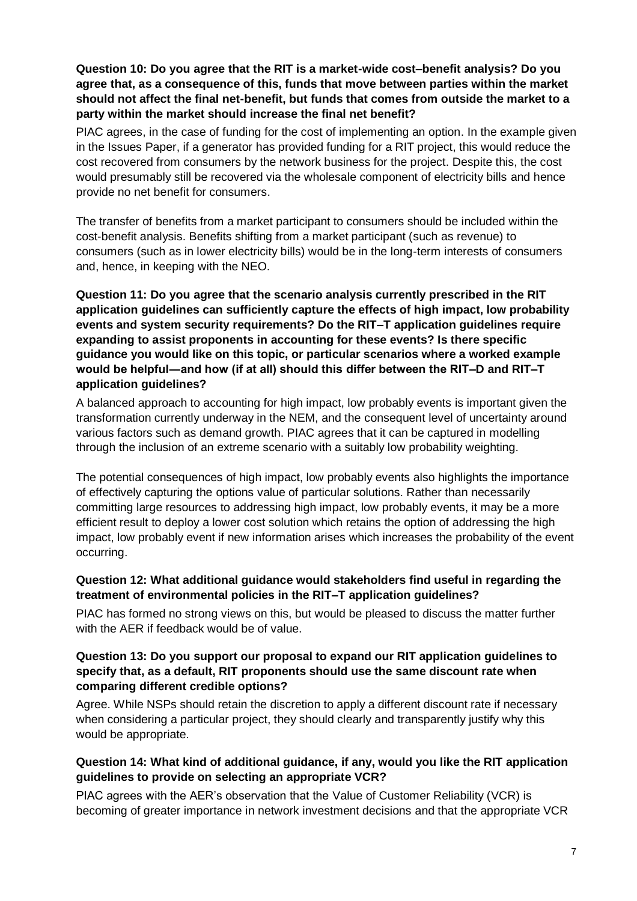**Question 10: Do you agree that the RIT is a market-wide cost–benefit analysis? Do you agree that, as a consequence of this, funds that move between parties within the market should not affect the final net-benefit, but funds that comes from outside the market to a party within the market should increase the final net benefit?**

PIAC agrees, in the case of funding for the cost of implementing an option. In the example given in the Issues Paper, if a generator has provided funding for a RIT project, this would reduce the cost recovered from consumers by the network business for the project. Despite this, the cost would presumably still be recovered via the wholesale component of electricity bills and hence provide no net benefit for consumers.

The transfer of benefits from a market participant to consumers should be included within the cost-benefit analysis. Benefits shifting from a market participant (such as revenue) to consumers (such as in lower electricity bills) would be in the long-term interests of consumers and, hence, in keeping with the NEO.

**Question 11: Do you agree that the scenario analysis currently prescribed in the RIT application guidelines can sufficiently capture the effects of high impact, low probability events and system security requirements? Do the RIT–T application guidelines require expanding to assist proponents in accounting for these events? Is there specific guidance you would like on this topic, or particular scenarios where a worked example would be helpful—and how (if at all) should this differ between the RIT–D and RIT–T application guidelines?**

A balanced approach to accounting for high impact, low probably events is important given the transformation currently underway in the NEM, and the consequent level of uncertainty around various factors such as demand growth. PIAC agrees that it can be captured in modelling through the inclusion of an extreme scenario with a suitably low probability weighting.

The potential consequences of high impact, low probably events also highlights the importance of effectively capturing the options value of particular solutions. Rather than necessarily committing large resources to addressing high impact, low probably events, it may be a more efficient result to deploy a lower cost solution which retains the option of addressing the high impact, low probably event if new information arises which increases the probability of the event occurring.

**Question 12: What additional guidance would stakeholders find useful in regarding the treatment of environmental policies in the RIT–T application guidelines?**

PIAC has formed no strong views on this, but would be pleased to discuss the matter further with the AER if feedback would be of value.

**Question 13: Do you support our proposal to expand our RIT application guidelines to specify that, as a default, RIT proponents should use the same discount rate when comparing different credible options?**

Agree. While NSPs should retain the discretion to apply a different discount rate if necessary when considering a particular project, they should clearly and transparently justify why this would be appropriate.

**Question 14: What kind of additional guidance, if any, would you like the RIT application guidelines to provide on selecting an appropriate VCR?**

PIAC agrees with the AER's observation that the Value of Customer Reliability (VCR) is becoming of greater importance in network investment decisions and that the appropriate VCR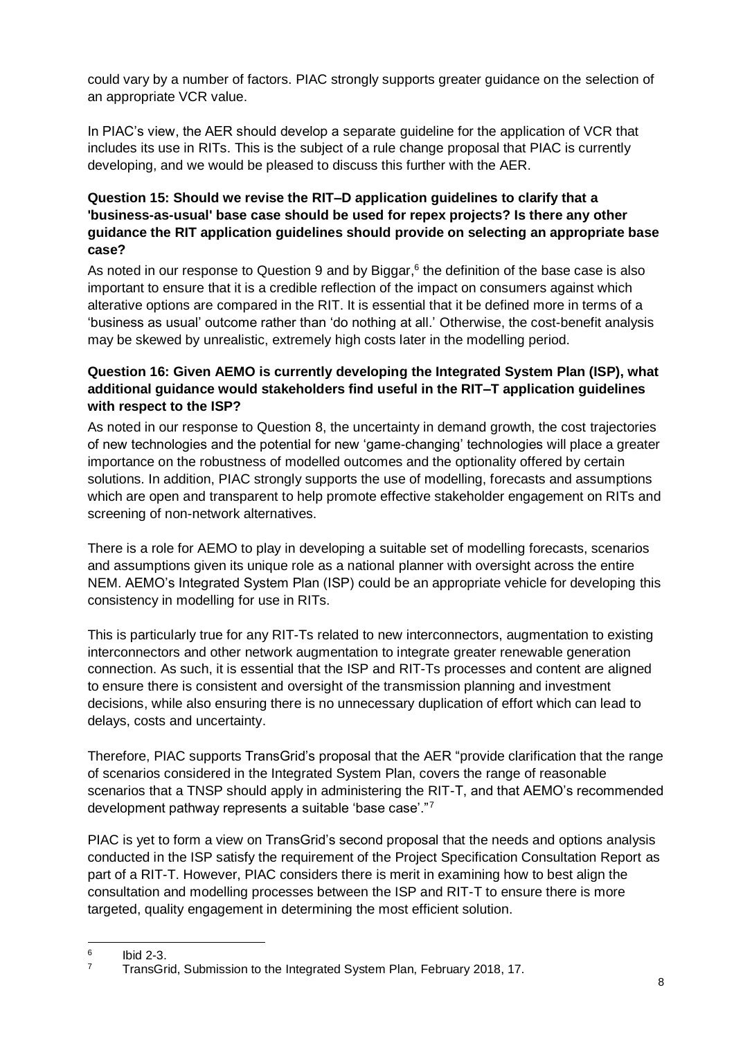could vary by a number of factors. PIAC strongly supports greater guidance on the selection of an appropriate VCR value.

In PIAC's view, the AER should develop a separate guideline for the application of VCR that includes its use in RITs. This is the subject of a rule change proposal that PIAC is currently developing, and we would be pleased to discuss this further with the AER.

**Question 15: Should we revise the RIT–D application guidelines to clarify that a 'business-as-usual' base case should be used for repex projects? Is there any other guidance the RIT application guidelines should provide on selecting an appropriate base case?**

As noted in our response to Question 9 and by Biggar,[6] the definition of the base case is also important to ensure that it is a credible reflection of the impact on consumers against which alterative options are compared in the RIT. It is essential that it be defined more in terms of a 'business as usual' outcome rather than 'do nothing at all.' Otherwise, the cost-benefit analysis may be skewed by unrealistic, extremely high costs later in the modelling period.

**Question 16: Given AEMO is currently developing the Integrated System Plan (ISP), what additional guidance would stakeholders find useful in the RIT–T application guidelines with respect to the ISP?**

As noted in our response to Question 8, the uncertainty in demand growth, the cost trajectories of new technologies and the potential for new 'game-changing' technologies will place a greater importance on the robustness of modelled outcomes and the optionality offered by certain solutions. In addition, PIAC strongly supports the use of modelling, forecasts and assumptions which are open and transparent to help promote effective stakeholder engagement on RITs and screening of non-network alternatives.

There is a role for AEMO to play in developing a suitable set of modelling forecasts, scenarios and assumptions given its unique role as a national planner with oversight across the entire NEM. AEMO's Integrated System Plan (ISP) could be an appropriate vehicle for developing this consistency in modelling for use in RITs.

This is particularly true for any RIT-Ts related to new interconnectors, augmentation to existing interconnectors and other network augmentation to integrate greater renewable generation connection. As such, it is essential that the ISP and RIT-Ts processes and content are aligned to ensure there is consistent and oversight of the transmission planning and investment decisions, while also ensuring there is no unnecessary duplication of effort which can lead to delays, costs and uncertainty.

Therefore, PIAC supports TransGrid's proposal that the AER "provide clarification that the range of scenarios considered in the Integrated System Plan, covers the range of reasonable scenarios that a TNSP should apply in administering the RIT-T, and that AEMO's recommended development pathway represents a suitable 'base case'."[7]

PIAC is yet to form a view on TransGrid's second proposal that the needs and options analysis conducted in the ISP satisfy the requirement of the Project Specification Consultation Report as part of a RIT-T. However, PIAC considers there is merit in examining how to best align the consultation and modelling processes between the ISP and RIT-T to ensure there is more targeted, quality engagement in determining the most efficient solution.

---

[6] Ibid 2-3.

[7] TransGrid, Submission to the Integrated System Plan, February 2018, 17.